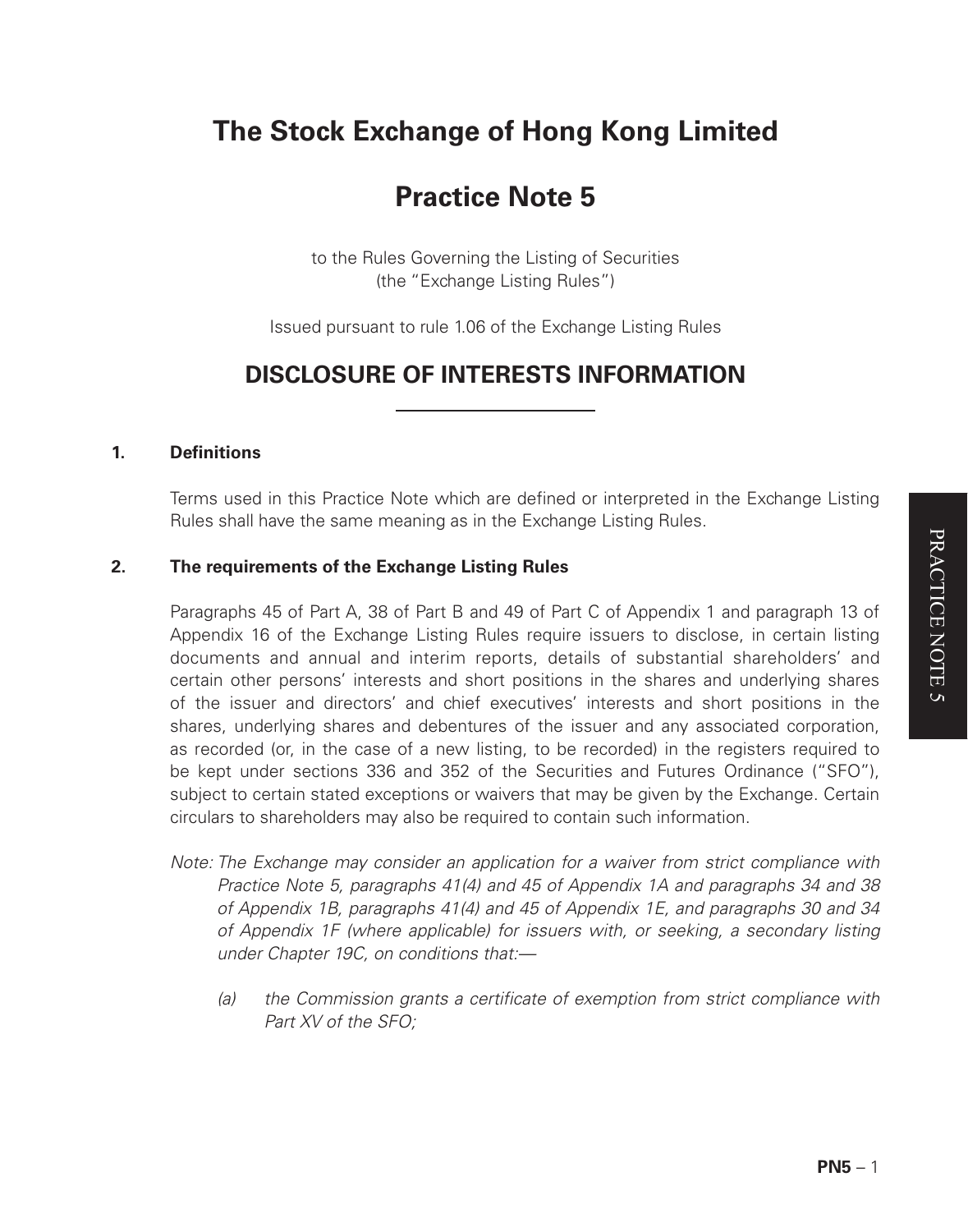# The Stock Exchange of Hong Kong Limited

# Practice Note 5

to the Rules Governing the Listing of Securities
(the "Exchange Listing Rules")

Issued pursuant to rule 1.06 of the Exchange Listing Rules

## DISCLOSURE OF INTERESTS INFORMATION

### 1. Definitions

Terms used in this Practice Note which are defined or interpreted in the Exchange Listing Rules shall have the same meaning as in the Exchange Listing Rules.

### 2. The requirements of the Exchange Listing Rules

Paragraphs 45 of Part A, 38 of Part B and 49 of Part C of Appendix 1 and paragraph 13 of Appendix 16 of the Exchange Listing Rules require issuers to disclose, in certain listing documents and annual and interim reports, details of substantial shareholders' and certain other persons' interests and short positions in the shares and underlying shares of the issuer and directors' and chief executives' interests and short positions in the shares, underlying shares and debentures of the issuer and any associated corporation, as recorded (or, in the case of a new listing, to be recorded) in the registers required to be kept under sections 336 and 352 of the Securities and Futures Ordinance ("SFO"), subject to certain stated exceptions or waivers that may be given by the Exchange. Certain circulars to shareholders may also be required to contain such information.

*Note: The Exchange may consider an application for a waiver from strict compliance with Practice Note 5, paragraphs 41(4) and 45 of Appendix 1A and paragraphs 34 and 38 of Appendix 1B, paragraphs 41(4) and 45 of Appendix 1E, and paragraphs 30 and 34 of Appendix 1F (where applicable) for issuers with, or seeking, a secondary listing under Chapter 19C, on conditions that:—*

*(a) the Commission grants a certificate of exemption from strict compliance with Part XV of the SFO;*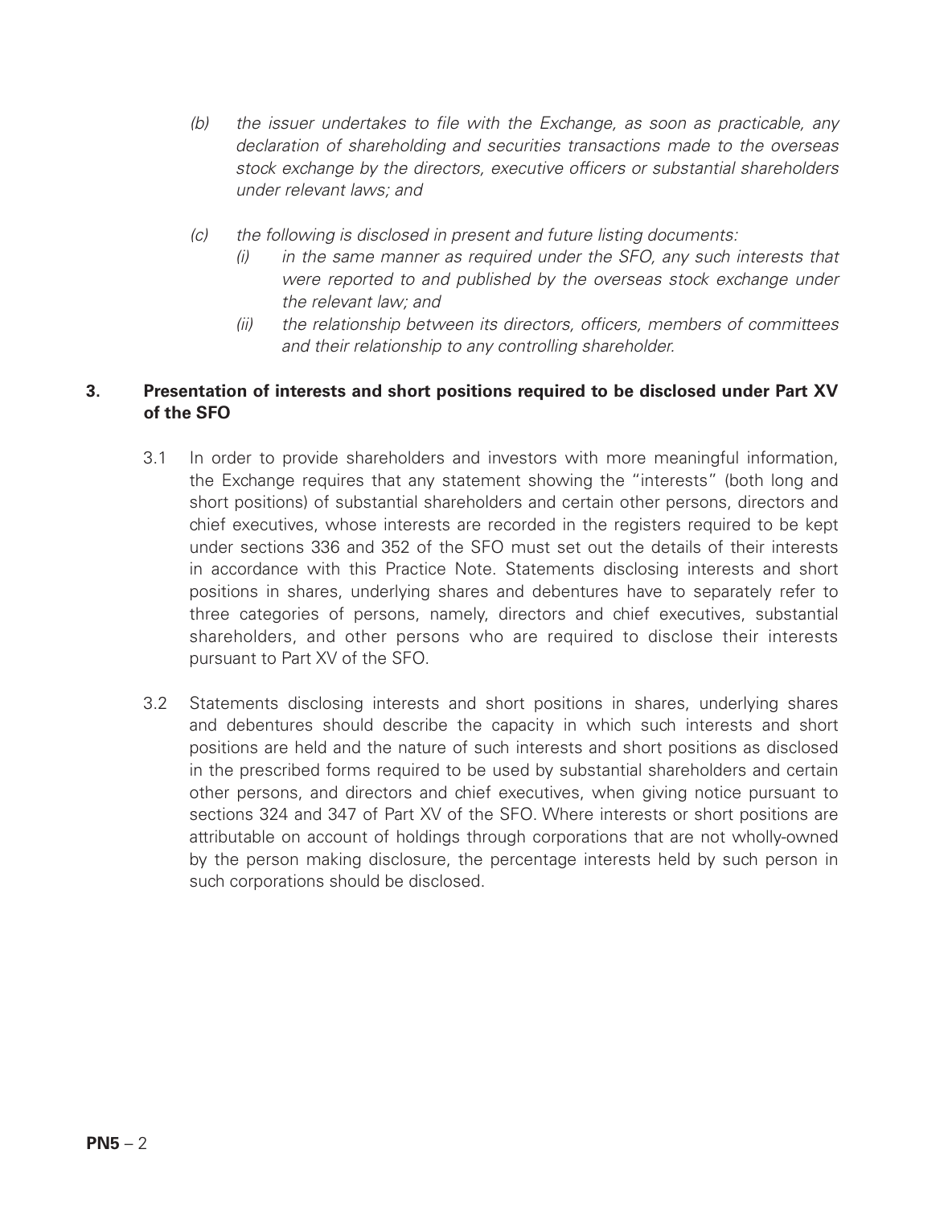*(b) the issuer undertakes to file with the Exchange, as soon as practicable, any declaration of shareholding and securities transactions made to the overseas stock exchange by the directors, executive officers or substantial shareholders under relevant laws; and*

*(c) the following is disclosed in present and future listing documents:*

*(i) in the same manner as required under the SFO, any such interests that were reported to and published by the overseas stock exchange under the relevant law; and*

*(ii) the relationship between its directors, officers, members of committees and their relationship to any controlling shareholder.*

## 3. Presentation of interests and short positions required to be disclosed under Part XV of the SFO

3.1 In order to provide shareholders and investors with more meaningful information, the Exchange requires that any statement showing the "interests" (both long and short positions) of substantial shareholders and certain other persons, directors and chief executives, whose interests are recorded in the registers required to be kept under sections 336 and 352 of the SFO must set out the details of their interests in accordance with this Practice Note. Statements disclosing interests and short positions in shares, underlying shares and debentures have to separately refer to three categories of persons, namely, directors and chief executives, substantial shareholders, and other persons who are required to disclose their interests pursuant to Part XV of the SFO.

3.2 Statements disclosing interests and short positions in shares, underlying shares and debentures should describe the capacity in which such interests and short positions are held and the nature of such interests and short positions as disclosed in the prescribed forms required to be used by substantial shareholders and certain other persons, and directors and chief executives, when giving notice pursuant to sections 324 and 347 of Part XV of the SFO. Where interests or short positions are attributable on account of holdings through corporations that are not wholly-owned by the person making disclosure, the percentage interests held by such person in such corporations should be disclosed.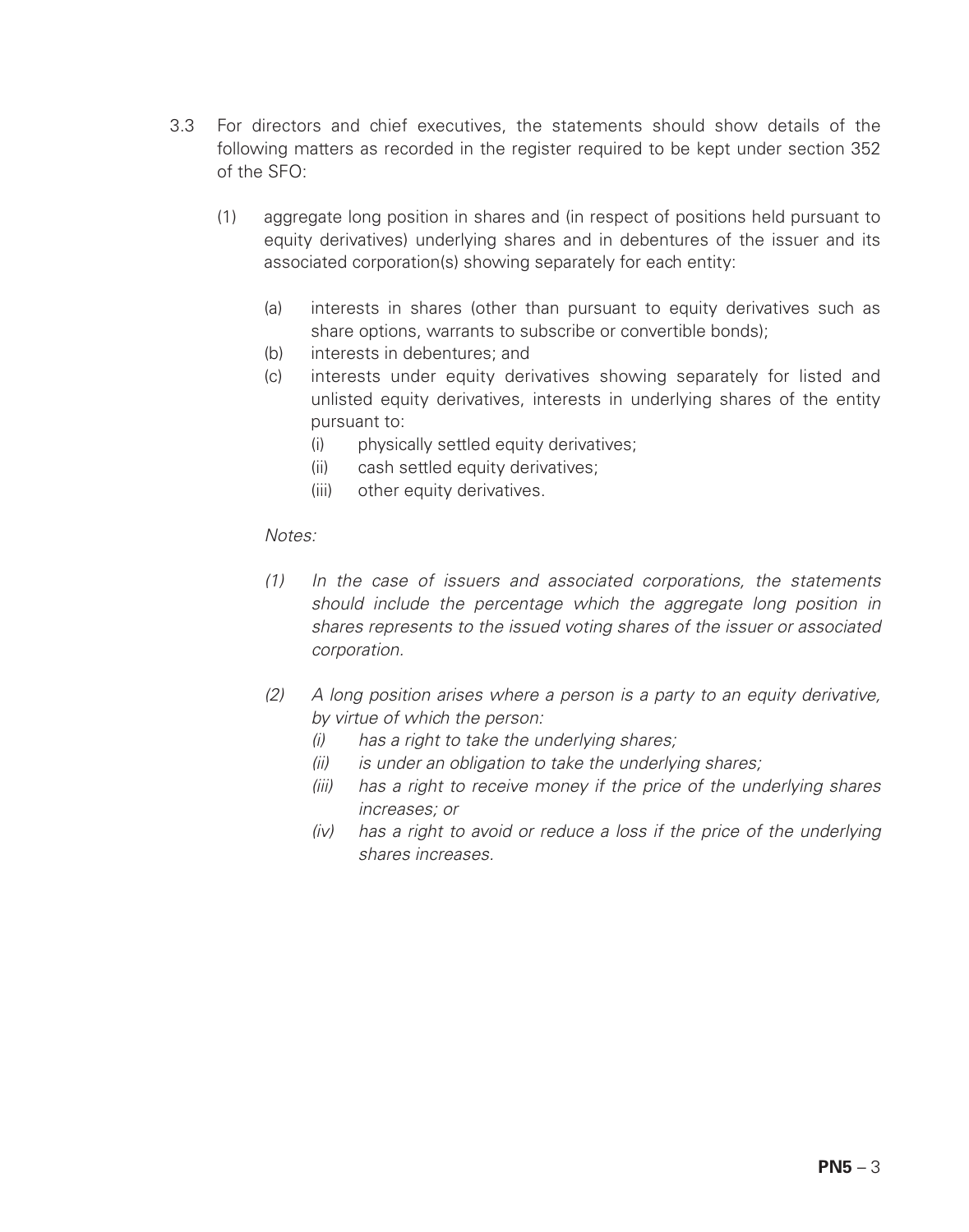3.3 For directors and chief executives, the statements should show details of the following matters as recorded in the register required to be kept under section 352 of the SFO:

(1) aggregate long position in shares and (in respect of positions held pursuant to equity derivatives) underlying shares and in debentures of the issuer and its associated corporation(s) showing separately for each entity:

(a) interests in shares (other than pursuant to equity derivatives such as share options, warrants to subscribe or convertible bonds);

(b) interests in debentures; and

(c) interests under equity derivatives showing separately for listed and unlisted equity derivatives, interests in underlying shares of the entity pursuant to:

(i) physically settled equity derivatives;

(ii) cash settled equity derivatives;

(iii) other equity derivatives.

*Notes:*

*(1) In the case of issuers and associated corporations, the statements should include the percentage which the aggregate long position in shares represents to the issued voting shares of the issuer or associated corporation.*

*(2) A long position arises where a person is a party to an equity derivative, by virtue of which the person:*

*(i) has a right to take the underlying shares;*

*(ii) is under an obligation to take the underlying shares;*

*(iii) has a right to receive money if the price of the underlying shares increases; or*

*(iv) has a right to avoid or reduce a loss if the price of the underlying shares increases.*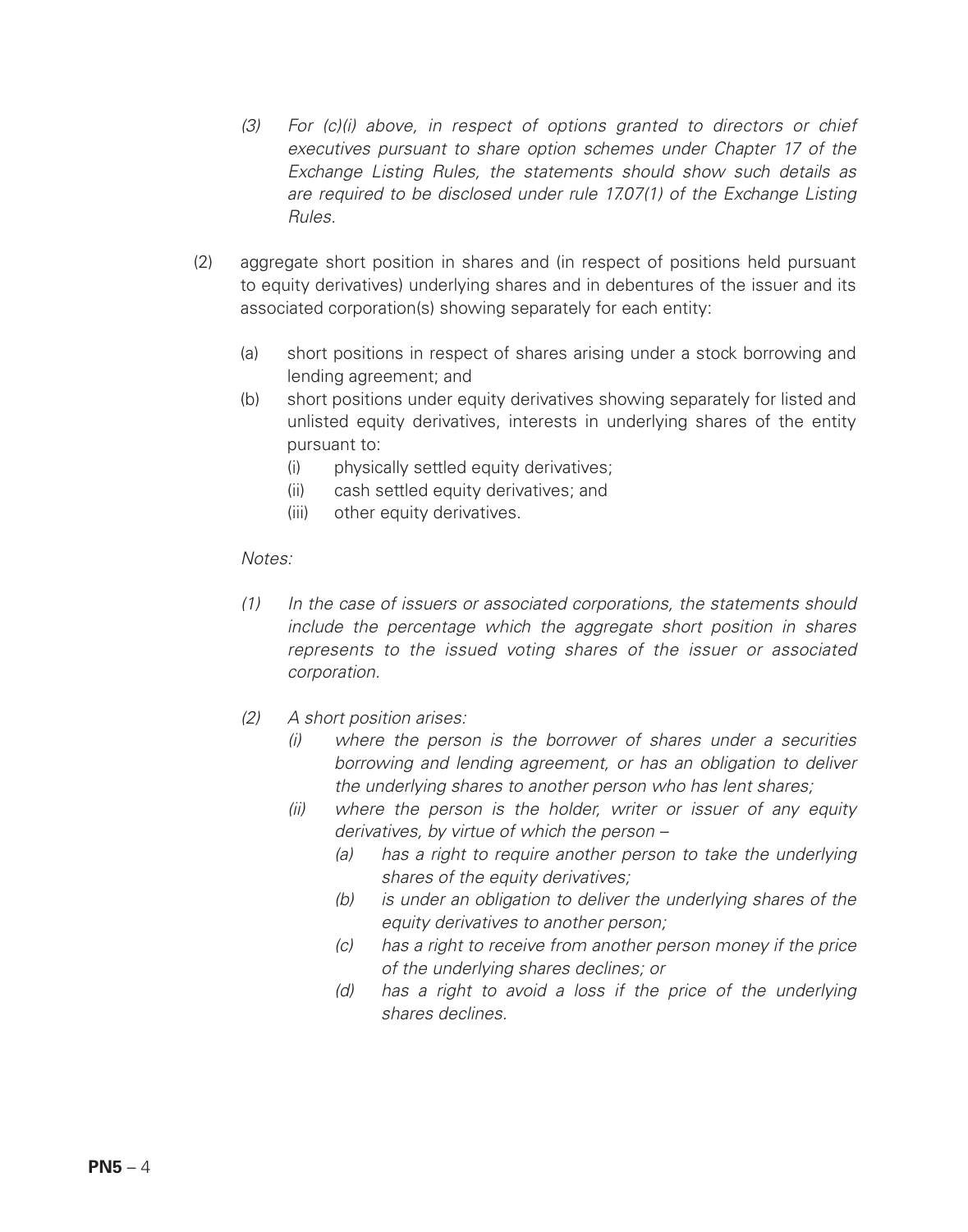*(3) For (c)(i) above, in respect of options granted to directors or chief executives pursuant to share option schemes under Chapter 17 of the Exchange Listing Rules, the statements should show such details as are required to be disclosed under rule 17.07(1) of the Exchange Listing Rules.*

(2) aggregate short position in shares and (in respect of positions held pursuant to equity derivatives) underlying shares and in debentures of the issuer and its associated corporation(s) showing separately for each entity:

 (a) short positions in respect of shares arising under a stock borrowing and lending agreement; and

 (b) short positions under equity derivatives showing separately for listed and unlisted equity derivatives, interests in underlying shares of the entity pursuant to:

  (i) physically settled equity derivatives;

  (ii) cash settled equity derivatives; and

  (iii) other equity derivatives.

*Notes:*

*(1) In the case of issuers or associated corporations, the statements should include the percentage which the aggregate short position in shares represents to the issued voting shares of the issuer or associated corporation.*

*(2) A short position arises:*

 *(i) where the person is the borrower of shares under a securities borrowing and lending agreement, or has an obligation to deliver the underlying shares to another person who has lent shares;*

 *(ii) where the person is the holder, writer or issuer of any equity derivatives, by virtue of which the person –*

  *(a) has a right to require another person to take the underlying shares of the equity derivatives;*

  *(b) is under an obligation to deliver the underlying shares of the equity derivatives to another person;*

  *(c) has a right to receive from another person money if the price of the underlying shares declines; or*

  *(d) has a right to avoid a loss if the price of the underlying shares declines.*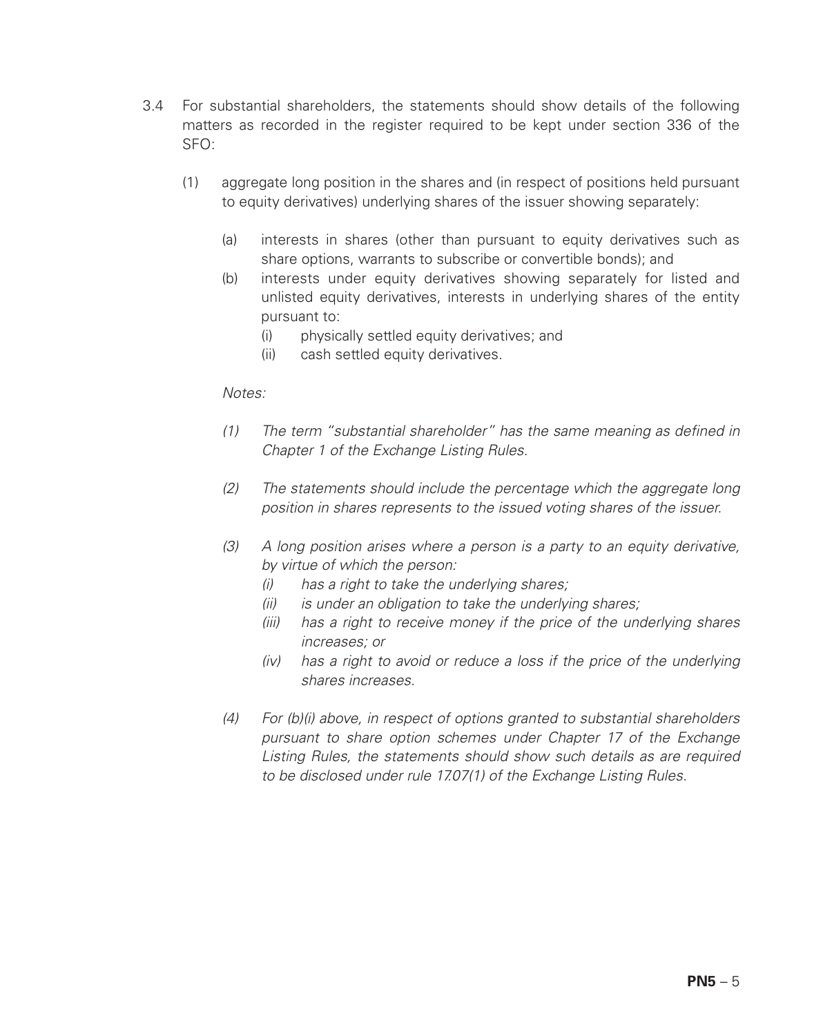3.4 For substantial shareholders, the statements should show details of the following matters as recorded in the register required to be kept under section 336 of the SFO:

(1) aggregate long position in the shares and (in respect of positions held pursuant to equity derivatives) underlying shares of the issuer showing separately:

(a) interests in shares (other than pursuant to equity derivatives such as share options, warrants to subscribe or convertible bonds); and

(b) interests under equity derivatives showing separately for listed and unlisted equity derivatives, interests in underlying shares of the entity pursuant to:

(i) physically settled equity derivatives; and

(ii) cash settled equity derivatives.

*Notes:*

*(1) The term "substantial shareholder" has the same meaning as defined in Chapter 1 of the Exchange Listing Rules.*

*(2) The statements should include the percentage which the aggregate long position in shares represents to the issued voting shares of the issuer.*

*(3) A long position arises where a person is a party to an equity derivative, by virtue of which the person:*

*(i) has a right to take the underlying shares;*

*(ii) is under an obligation to take the underlying shares;*

*(iii) has a right to receive money if the price of the underlying shares increases; or*

*(iv) has a right to avoid or reduce a loss if the price of the underlying shares increases.*

*(4) For (b)(i) above, in respect of options granted to substantial shareholders pursuant to share option schemes under Chapter 17 of the Exchange Listing Rules, the statements should show such details as are required to be disclosed under rule 17.07(1) of the Exchange Listing Rules.*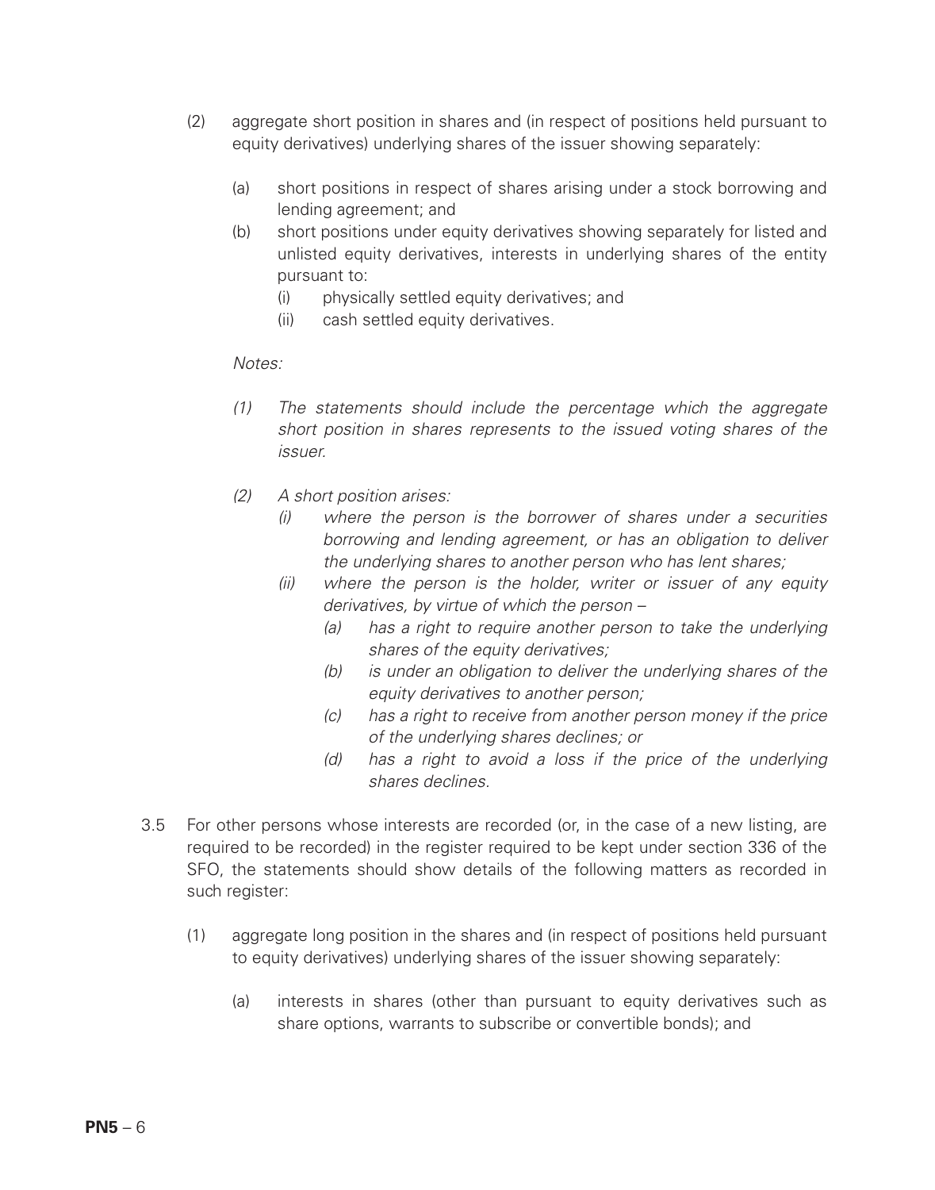(2) aggregate short position in shares and (in respect of positions held pursuant to equity derivatives) underlying shares of the issuer showing separately:

   (a) short positions in respect of shares arising under a stock borrowing and lending agreement; and

   (b) short positions under equity derivatives showing separately for listed and unlisted equity derivatives, interests in underlying shares of the entity pursuant to:

      (i) physically settled equity derivatives; and

      (ii) cash settled equity derivatives.

   *Notes:*

   *(1) The statements should include the percentage which the aggregate short position in shares represents to the issued voting shares of the issuer.*

   *(2) A short position arises:*

      *(i) where the person is the borrower of shares under a securities borrowing and lending agreement, or has an obligation to deliver the underlying shares to another person who has lent shares;*

      *(ii) where the person is the holder, writer or issuer of any equity derivatives, by virtue of which the person –*

         *(a) has a right to require another person to take the underlying shares of the equity derivatives;*

         *(b) is under an obligation to deliver the underlying shares of the equity derivatives to another person;*

         *(c) has a right to receive from another person money if the price of the underlying shares declines; or*

         *(d) has a right to avoid a loss if the price of the underlying shares declines.*

3.5 For other persons whose interests are recorded (or, in the case of a new listing, are required to be recorded) in the register required to be kept under section 336 of the SFO, the statements should show details of the following matters as recorded in such register:

   (1) aggregate long position in the shares and (in respect of positions held pursuant to equity derivatives) underlying shares of the issuer showing separately:

      (a) interests in shares (other than pursuant to equity derivatives such as share options, warrants to subscribe or convertible bonds); and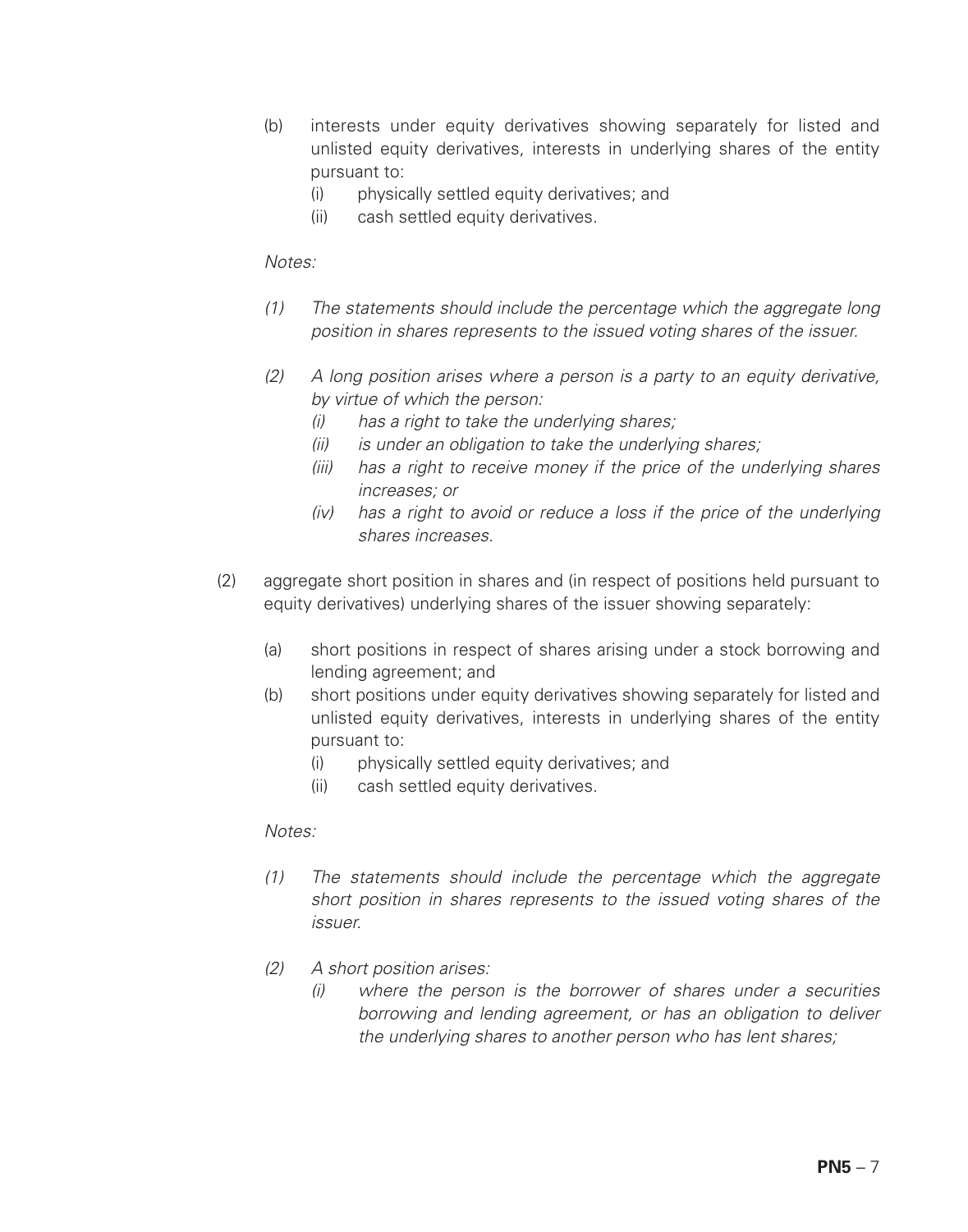(b) interests under equity derivatives showing separately for listed and unlisted equity derivatives, interests in underlying shares of the entity pursuant to:
   (i) physically settled equity derivatives; and
   (ii) cash settled equity derivatives.

*Notes:*

*(1) The statements should include the percentage which the aggregate long position in shares represents to the issued voting shares of the issuer.*

*(2) A long position arises where a person is a party to an equity derivative, by virtue of which the person:*
   *(i) has a right to take the underlying shares;*
   *(ii) is under an obligation to take the underlying shares;*
   *(iii) has a right to receive money if the price of the underlying shares increases; or*
   *(iv) has a right to avoid or reduce a loss if the price of the underlying shares increases.*

(2) aggregate short position in shares and (in respect of positions held pursuant to equity derivatives) underlying shares of the issuer showing separately:

(a) short positions in respect of shares arising under a stock borrowing and lending agreement; and

(b) short positions under equity derivatives showing separately for listed and unlisted equity derivatives, interests in underlying shares of the entity pursuant to:
   (i) physically settled equity derivatives; and
   (ii) cash settled equity derivatives.

*Notes:*

*(1) The statements should include the percentage which the aggregate short position in shares represents to the issued voting shares of the issuer.*

*(2) A short position arises:*
   *(i) where the person is the borrower of shares under a securities borrowing and lending agreement, or has an obligation to deliver the underlying shares to another person who has lent shares;*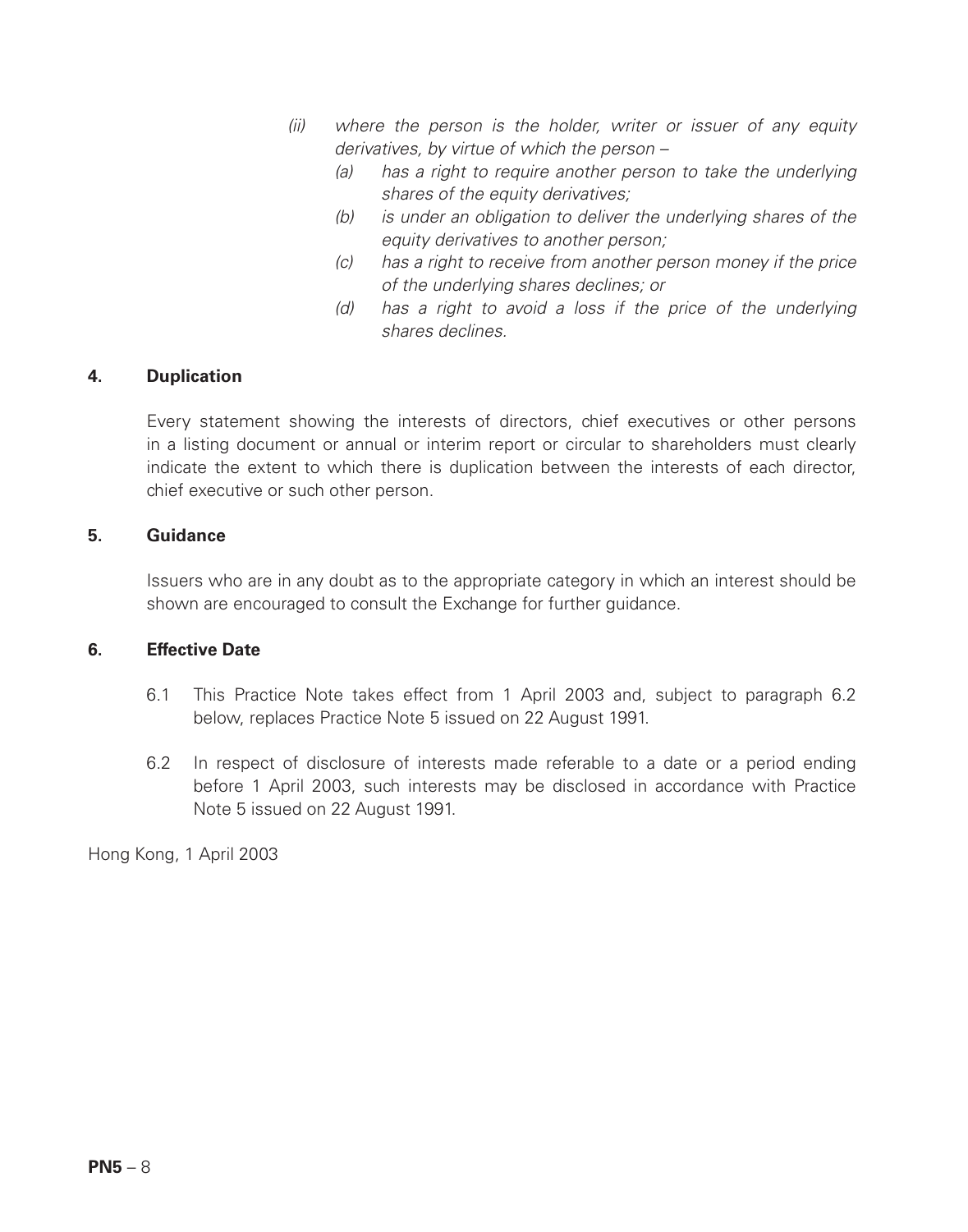*(ii) where the person is the holder, writer or issuer of any equity derivatives, by virtue of which the person –*

*(a) has a right to require another person to take the underlying shares of the equity derivatives;*

*(b) is under an obligation to deliver the underlying shares of the equity derivatives to another person;*

*(c) has a right to receive from another person money if the price of the underlying shares declines; or*

*(d) has a right to avoid a loss if the price of the underlying shares declines.*

## 4. Duplication

Every statement showing the interests of directors, chief executives or other persons in a listing document or annual or interim report or circular to shareholders must clearly indicate the extent to which there is duplication between the interests of each director, chief executive or such other person.

## 5. Guidance

Issuers who are in any doubt as to the appropriate category in which an interest should be shown are encouraged to consult the Exchange for further guidance.

## 6. Effective Date

6.1 This Practice Note takes effect from 1 April 2003 and, subject to paragraph 6.2 below, replaces Practice Note 5 issued on 22 August 1991.

6.2 In respect of disclosure of interests made referable to a date or a period ending before 1 April 2003, such interests may be disclosed in accordance with Practice Note 5 issued on 22 August 1991.

Hong Kong, 1 April 2003